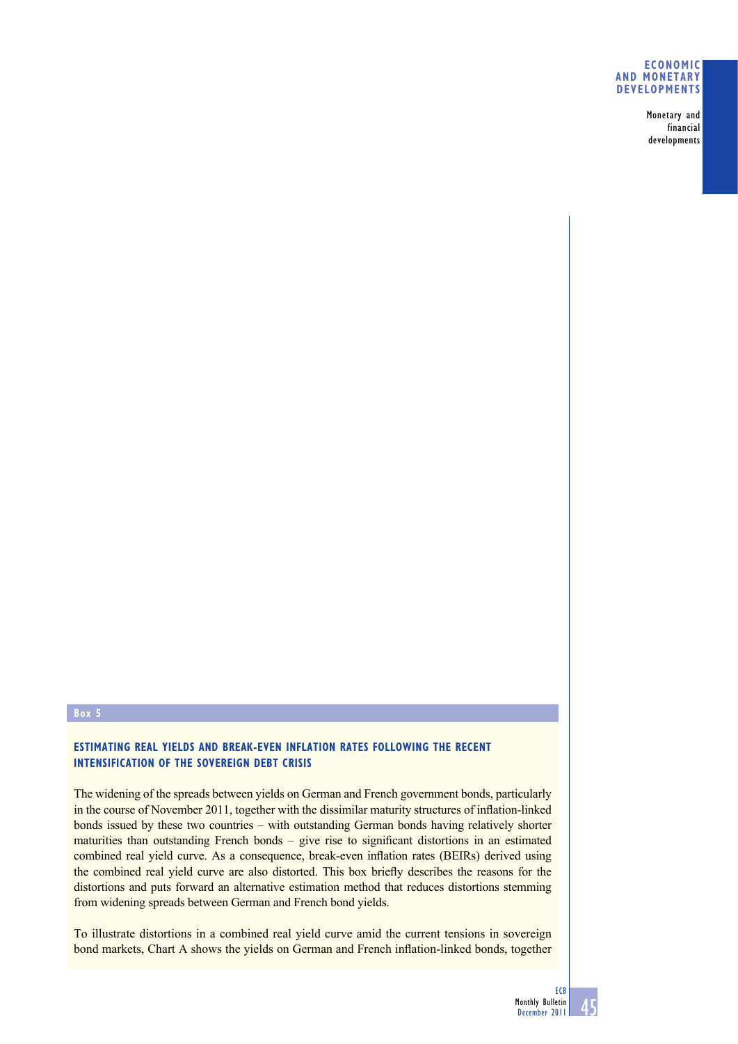**Box 5**

## ESTIMATING REAL YIELDS AND BREAK-EVEN INFLATION RATES FOLLOWING THE RECENT INTENSIFICATION OF THE SOVEREIGN DEBT CRISIS

The widening of the spreads between yields on German and French government bonds, particularly in the course of November 2011, together with the dissimilar maturity structures of inflation-linked bonds issued by these two countries – with outstanding German bonds having relatively shorter maturities than outstanding French bonds – give rise to significant distortions in an estimated combined real yield curve. As a consequence, break-even inflation rates (BEIRs) derived using the combined real yield curve are also distorted. This box briefly describes the reasons for the distortions and puts forward an alternative estimation method that reduces distortions stemming from widening spreads between German and French bond yields.

To illustrate distortions in a combined real yield curve amid the current tensions in sovereign bond markets, Chart A shows the yields on German and French inflation-linked bonds, together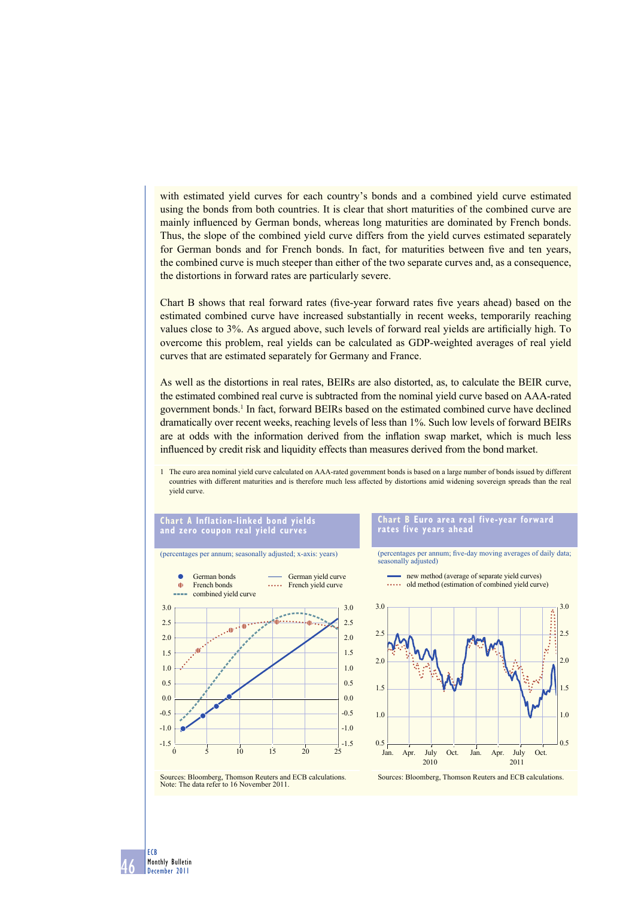with estimated yield curves for each country's bonds and a combined yield curve estimated using the bonds from both countries. It is clear that short maturities of the combined curve are mainly influenced by German bonds, whereas long maturities are dominated by French bonds. Thus, the slope of the combined yield curve differs from the yield curves estimated separately for German bonds and for French bonds. In fact, for maturities between five and ten years, the combined curve is much steeper than either of the two separate curves and, as a consequence, the distortions in forward rates are particularly severe.

Chart B shows that real forward rates (five-year forward rates five years ahead) based on the estimated combined curve have increased substantially in recent weeks, temporarily reaching values close to 3%. As argued above, such levels of forward real yields are artificially high. To overcome this problem, real yields can be calculated as GDP-weighted averages of real yield curves that are estimated separately for Germany and France.

As well as the distortions in real rates, BEIRs are also distorted, as, to calculate the BEIR curve, the estimated combined real curve is subtracted from the nominal yield curve based on AAA-rated government bonds.[1] In fact, forward BEIRs based on the estimated combined curve have declined dramatically over recent weeks, reaching levels of less than 1%. Such low levels of forward BEIRs are at odds with the information derived from the inflation swap market, which is much less influenced by credit risk and liquidity effects than measures derived from the bond market.

1 The euro area nominal yield curve calculated on AAA-rated government bonds is based on a large number of bonds issued by different countries with different maturities and is therefore much less affected by distortions amid widening sovereign spreads than the real yield curve.

**Chart A Inflation-linked bond yields and zero coupon real yield curves**

(percentages per annum; seasonally adjusted; x-axis: years)

Sources: Bloomberg, Thomson Reuters and ECB calculations.
Note: The data refer to 16 November 2011.

**Chart B Euro area real five-year forward rates five years ahead**

(percentages per annum; five-day moving averages of daily data; seasonally adjusted)

Sources: Bloomberg, Thomson Reuters and ECB calculations.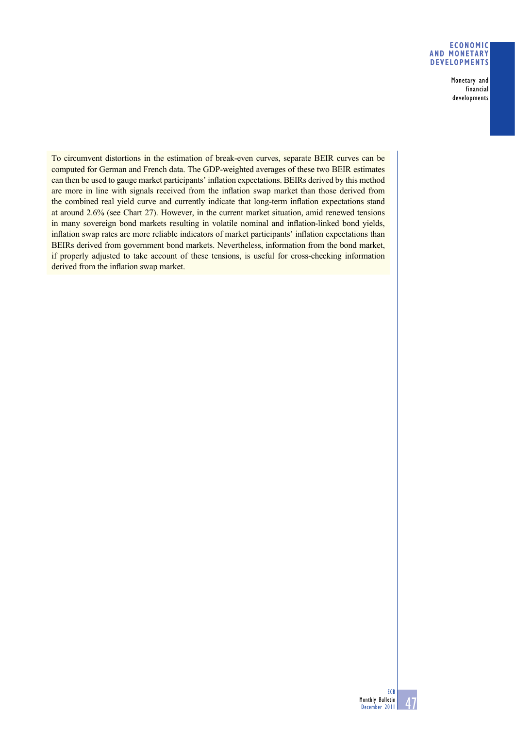To circumvent distortions in the estimation of break-even curves, separate BEIR curves can be computed for German and French data. The GDP-weighted averages of these two BEIR estimates can then be used to gauge market participants' inflation expectations. BEIRs derived by this method are more in line with signals received from the inflation swap market than those derived from the combined real yield curve and currently indicate that long-term inflation expectations stand at around 2.6% (see Chart 27). However, in the current market situation, amid renewed tensions in many sovereign bond markets resulting in volatile nominal and inflation-linked bond yields, inflation swap rates are more reliable indicators of market participants' inflation expectations than BEIRs derived from government bond markets. Nevertheless, information from the bond market, if properly adjusted to take account of these tensions, is useful for cross-checking information derived from the inflation swap market.